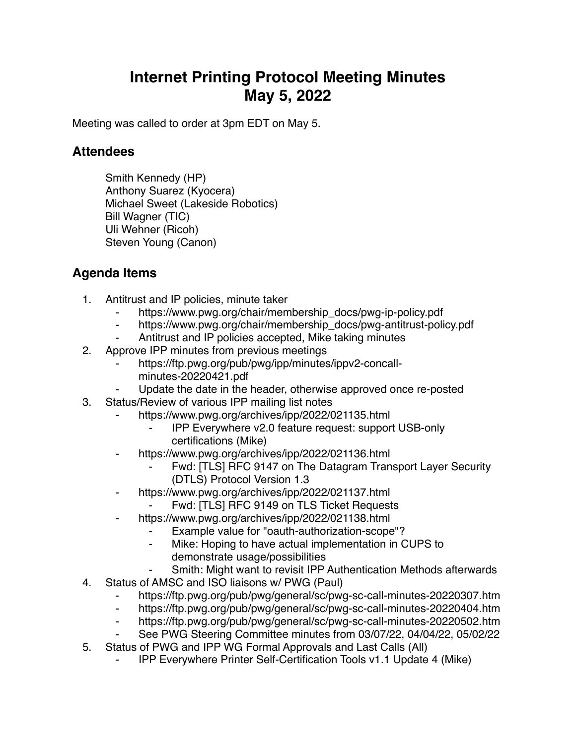# Internet Printing Protocol Meeting Minutes
# May 5, 2022

Meeting was called to order at 3pm EDT on May 5.

## Attendees

Smith Kennedy (HP)
Anthony Suarez (Kyocera)
Michael Sweet (Lakeside Robotics)
Bill Wagner (TIC)
Uli Wehner (Ricoh)
Steven Young (Canon)

## Agenda Items

1. Antitrust and IP policies, minute taker
   - https://www.pwg.org/chair/membership_docs/pwg-ip-policy.pdf
   - https://www.pwg.org/chair/membership_docs/pwg-antitrust-policy.pdf
   - Antitrust and IP policies accepted, Mike taking minutes
2. Approve IPP minutes from previous meetings
   - https://ftp.pwg.org/pub/pwg/ipp/minutes/ippv2-concall-minutes-20220421.pdf
   - Update the date in the header, otherwise approved once re-posted
3. Status/Review of various IPP mailing list notes
   - https://www.pwg.org/archives/ipp/2022/021135.html
     - IPP Everywhere v2.0 feature request: support USB-only certifications (Mike)
   - https://www.pwg.org/archives/ipp/2022/021136.html
     - Fwd: [TLS] RFC 9147 on The Datagram Transport Layer Security (DTLS) Protocol Version 1.3
   - https://www.pwg.org/archives/ipp/2022/021137.html
     - Fwd: [TLS] RFC 9149 on TLS Ticket Requests
   - https://www.pwg.org/archives/ipp/2022/021138.html
     - Example value for "oauth-authorization-scope"?
     - Mike: Hoping to have actual implementation in CUPS to demonstrate usage/possibilities
     - Smith: Might want to revisit IPP Authentication Methods afterwards
4. Status of AMSC and ISO liaisons w/ PWG (Paul)
   - https://ftp.pwg.org/pub/pwg/general/sc/pwg-sc-call-minutes-20220307.htm
   - https://ftp.pwg.org/pub/pwg/general/sc/pwg-sc-call-minutes-20220404.htm
   - https://ftp.pwg.org/pub/pwg/general/sc/pwg-sc-call-minutes-20220502.htm
   - See PWG Steering Committee minutes from 03/07/22, 04/04/22, 05/02/22
5. Status of PWG and IPP WG Formal Approvals and Last Calls (All)
   - IPP Everywhere Printer Self-Certification Tools v1.1 Update 4 (Mike)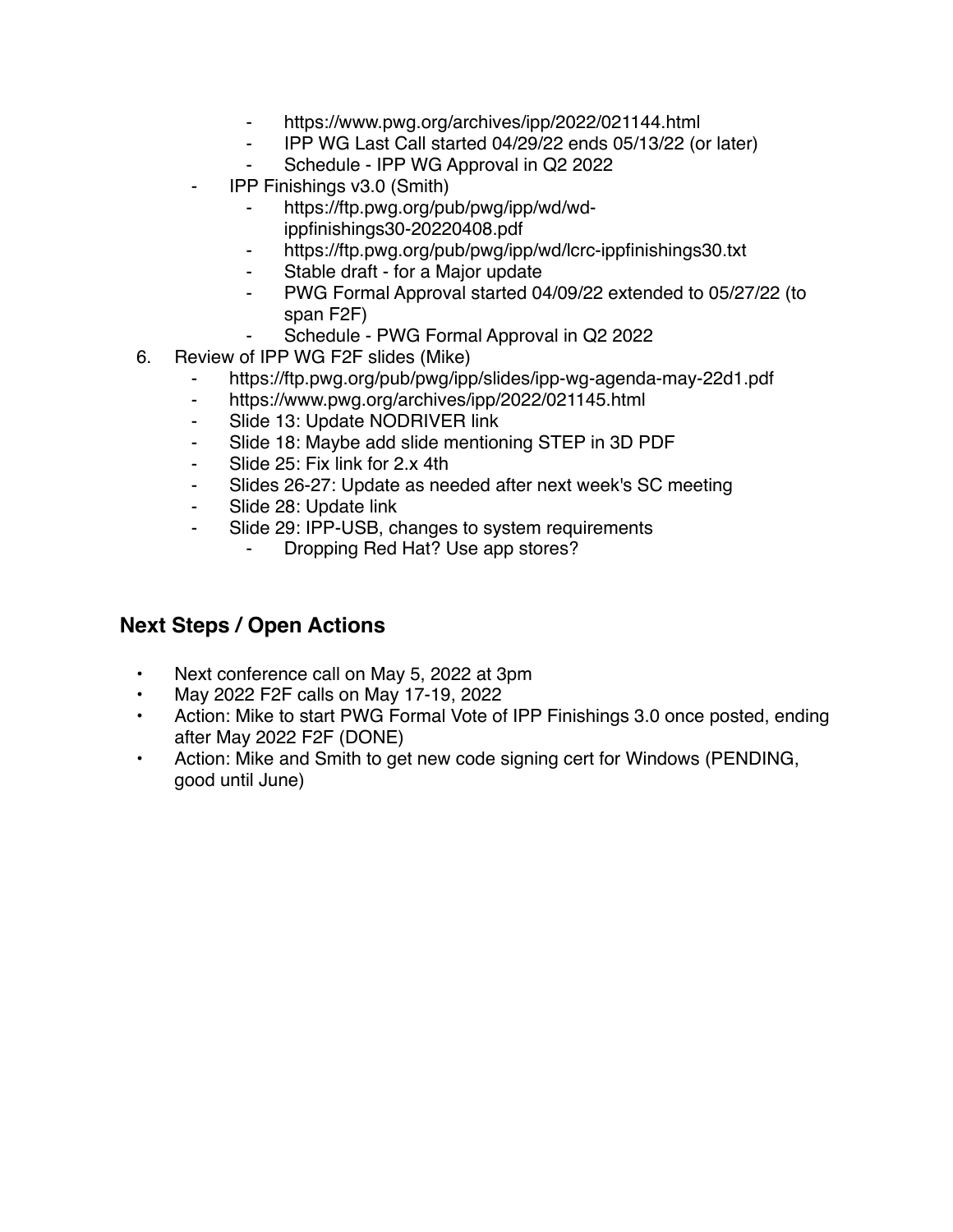- https://www.pwg.org/archives/ipp/2022/021144.html
        - IPP WG Last Call started 04/29/22 ends 05/13/22 (or later)
        - Schedule - IPP WG Approval in Q2 2022
    - IPP Finishings v3.0 (Smith)
        - https://ftp.pwg.org/pub/pwg/ipp/wd/wd-ippfinishings30-20220408.pdf
        - https://ftp.pwg.org/pub/pwg/ipp/wd/lcrc-ippfinishings30.txt
        - Stable draft - for a Major update
        - PWG Formal Approval started 04/09/22 extended to 05/27/22 (to span F2F)
        - Schedule - PWG Formal Approval in Q2 2022

6. Review of IPP WG F2F slides (Mike)
    - https://ftp.pwg.org/pub/pwg/ipp/slides/ipp-wg-agenda-may-22d1.pdf
    - https://www.pwg.org/archives/ipp/2022/021145.html
    - Slide 13: Update NODRIVER link
    - Slide 18: Maybe add slide mentioning STEP in 3D PDF
    - Slide 25: Fix link for 2.x 4th
    - Slides 26-27: Update as needed after next week's SC meeting
    - Slide 28: Update link
    - Slide 29: IPP-USB, changes to system requirements
        - Dropping Red Hat? Use app stores?

## Next Steps / Open Actions

- Next conference call on May 5, 2022 at 3pm
- May 2022 F2F calls on May 17-19, 2022
- Action: Mike to start PWG Formal Vote of IPP Finishings 3.0 once posted, ending after May 2022 F2F (DONE)
- Action: Mike and Smith to get new code signing cert for Windows (PENDING, good until June)